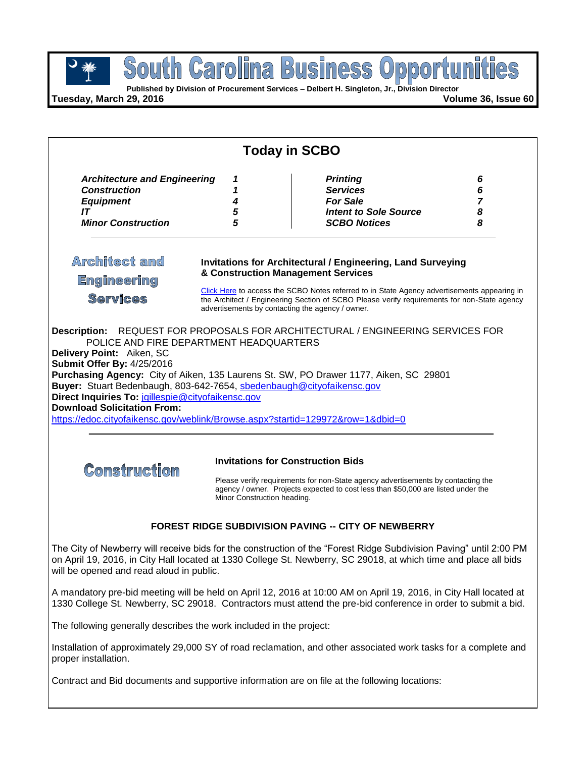# South Carolina Business Opportunities

**Published by Division of Procurement Services – Delbert H. Singleton, Jr., Division Director**

**Tuesday, March 29, 2016** **Volume 36, Issue 60**

## Today in SCBO

| | | | |
|---|---|---|---|
| ***Architecture and Engineering*** | ***1*** | ***Printing*** | ***6*** |
| ***Construction*** | ***1*** | ***Services*** | ***6*** |
| ***Equipment*** | ***4*** | ***For Sale*** | ***7*** |
| ***IT*** | ***5*** | ***Intent to Sole Source*** | ***8*** |
| ***Minor Construction*** | ***5*** | ***SCBO Notices*** | ***8*** |

## Architect and Engineering Services

**Invitations for Architectural / Engineering, Land Surveying & Construction Management Services**

Click Here to access the SCBO Notes referred to in State Agency advertisements appearing in the Architect / Engineering Section of SCBO Please verify requirements for non-State agency advertisements by contacting the agency / owner.

**Description:** REQUEST FOR PROPOSALS FOR ARCHITECTURAL / ENGINEERING SERVICES FOR POLICE AND FIRE DEPARTMENT HEADQUARTERS
**Delivery Point:** Aiken, SC
**Submit Offer By:** 4/25/2016
**Purchasing Agency:** City of Aiken, 135 Laurens St. SW, PO Drawer 1177, Aiken, SC 29801
**Buyer:** Stuart Bedenbaugh, 803-642-7654, sbedenbaugh@cityofaikensc.gov
**Direct Inquiries To:** jgillespie@cityofaikensc.gov
**Download Solicitation From:**
https://edoc.cityofaikensc.gov/weblink/Browse.aspx?startid=129972&row=1&dbid=0

## Construction

**Invitations for Construction Bids**

Please verify requirements for non-State agency advertisements by contacting the agency / owner. Projects expected to cost less than $50,000 are listed under the Minor Construction heading.

**FOREST RIDGE SUBDIVISION PAVING -- CITY OF NEWBERRY**

The City of Newberry will receive bids for the construction of the “Forest Ridge Subdivision Paving” until 2:00 PM on April 19, 2016, in City Hall located at 1330 College St. Newberry, SC 29018, at which time and place all bids will be opened and read aloud in public.

A mandatory pre-bid meeting will be held on April 12, 2016 at 10:00 AM on April 19, 2016, in City Hall located at 1330 College St. Newberry, SC 29018. Contractors must attend the pre-bid conference in order to submit a bid.

The following generally describes the work included in the project:

Installation of approximately 29,000 SY of road reclamation, and other associated work tasks for a complete and proper installation.

Contract and Bid documents and supportive information are on file at the following locations: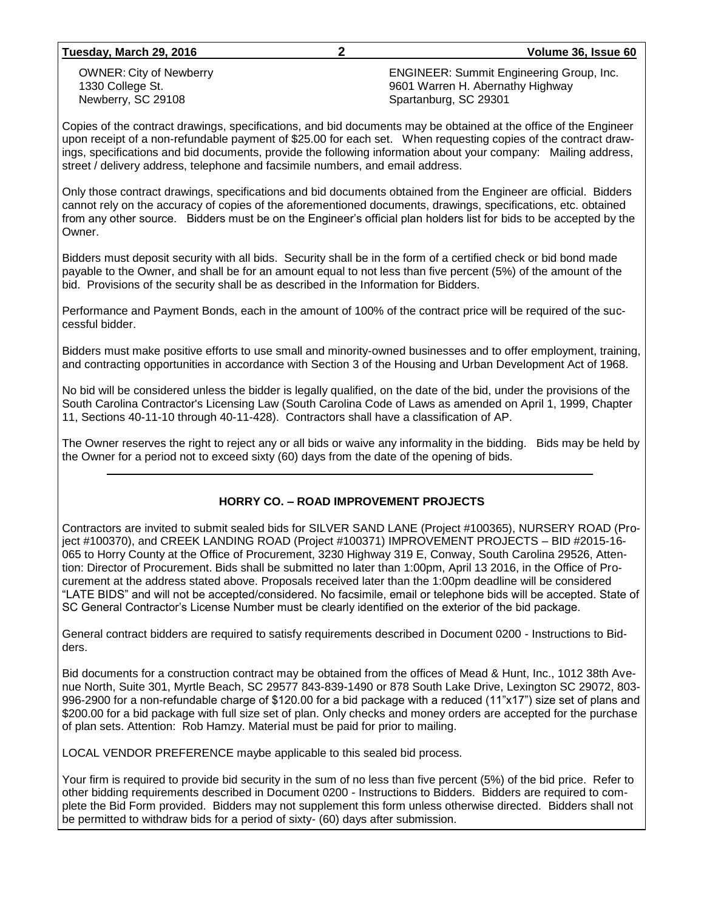OWNER: City of Newberry
1330 College St.
Newberry, SC 29108

ENGINEER: Summit Engineering Group, Inc.
9601 Warren H. Abernathy Highway
Spartanburg, SC 29301

Copies of the contract drawings, specifications, and bid documents may be obtained at the office of the Engineer upon receipt of a non-refundable payment of $25.00 for each set. When requesting copies of the contract drawings, specifications and bid documents, provide the following information about your company: Mailing address, street / delivery address, telephone and facsimile numbers, and email address.

Only those contract drawings, specifications and bid documents obtained from the Engineer are official. Bidders cannot rely on the accuracy of copies of the aforementioned documents, drawings, specifications, etc. obtained from any other source. Bidders must be on the Engineer's official plan holders list for bids to be accepted by the Owner.

Bidders must deposit security with all bids. Security shall be in the form of a certified check or bid bond made payable to the Owner, and shall be for an amount equal to not less than five percent (5%) of the amount of the bid. Provisions of the security shall be as described in the Information for Bidders.

Performance and Payment Bonds, each in the amount of 100% of the contract price will be required of the successful bidder.

Bidders must make positive efforts to use small and minority-owned businesses and to offer employment, training, and contracting opportunities in accordance with Section 3 of the Housing and Urban Development Act of 1968.

No bid will be considered unless the bidder is legally qualified, on the date of the bid, under the provisions of the South Carolina Contractor's Licensing Law (South Carolina Code of Laws as amended on April 1, 1999, Chapter 11, Sections 40-11-10 through 40-11-428). Contractors shall have a classification of AP.

The Owner reserves the right to reject any or all bids or waive any informality in the bidding. Bids may be held by the Owner for a period not to exceed sixty (60) days from the date of the opening of bids.

---

## HORRY CO. – ROAD IMPROVEMENT PROJECTS

Contractors are invited to submit sealed bids for SILVER SAND LANE (Project #100365), NURSERY ROAD (Project #100370), and CREEK LANDING ROAD (Project #100371) IMPROVEMENT PROJECTS – BID #2015-16-065 to Horry County at the Office of Procurement, 3230 Highway 319 E, Conway, South Carolina 29526, Attention: Director of Procurement. Bids shall be submitted no later than 1:00pm, April 13 2016, in the Office of Procurement at the address stated above. Proposals received later than the 1:00pm deadline will be considered "LATE BIDS" and will not be accepted/considered. No facsimile, email or telephone bids will be accepted. State of SC General Contractor's License Number must be clearly identified on the exterior of the bid package.

General contract bidders are required to satisfy requirements described in Document 0200 - Instructions to Bidders.

Bid documents for a construction contract may be obtained from the offices of Mead & Hunt, Inc., 1012 38th Avenue North, Suite 301, Myrtle Beach, SC 29577 843-839-1490 or 878 South Lake Drive, Lexington SC 29072, 803-996-2900 for a non-refundable charge of $120.00 for a bid package with a reduced (11"x17") size set of plans and $200.00 for a bid package with full size set of plan. Only checks and money orders are accepted for the purchase of plan sets. Attention: Rob Hamzy. Material must be paid for prior to mailing.

LOCAL VENDOR PREFERENCE maybe applicable to this sealed bid process.

Your firm is required to provide bid security in the sum of no less than five percent (5%) of the bid price. Refer to other bidding requirements described in Document 0200 - Instructions to Bidders. Bidders are required to complete the Bid Form provided. Bidders may not supplement this form unless otherwise directed. Bidders shall not be permitted to withdraw bids for a period of sixty- (60) days after submission.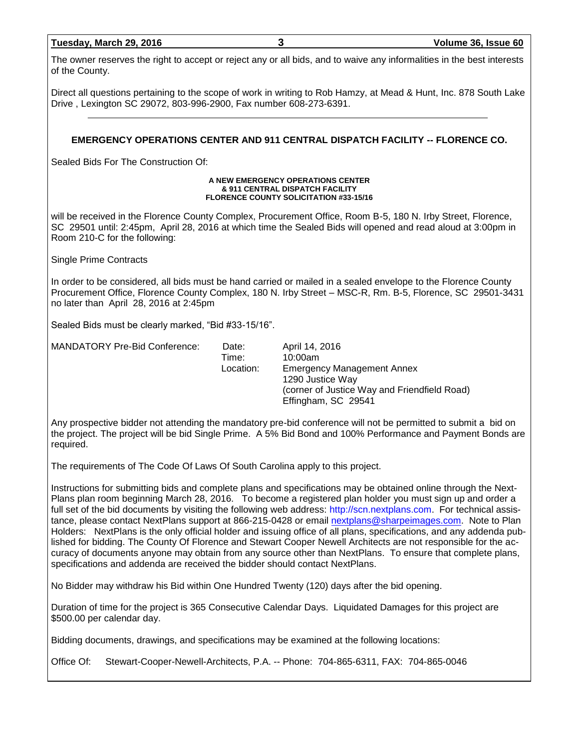The owner reserves the right to accept or reject any or all bids, and to waive any informalities in the best interests of the County.

Direct all questions pertaining to the scope of work in writing to Rob Hamzy, at Mead & Hunt, Inc. 878 South Lake Drive , Lexington SC 29072, 803-996-2900, Fax number 608-273-6391.

---

## EMERGENCY OPERATIONS CENTER AND 911 CENTRAL DISPATCH FACILITY -- FLORENCE CO.

Sealed Bids For The Construction Of:

**A NEW EMERGENCY OPERATIONS CENTER**
**& 911 CENTRAL DISPATCH FACILITY**
**FLORENCE COUNTY SOLICITATION #33-15/16**

will be received in the Florence County Complex, Procurement Office, Room B-5, 180 N. Irby Street, Florence, SC 29501 until: 2:45pm, April 28, 2016 at which time the Sealed Bids will opened and read aloud at 3:00pm in Room 210-C for the following:

Single Prime Contracts

In order to be considered, all bids must be hand carried or mailed in a sealed envelope to the Florence County Procurement Office, Florence County Complex, 180 N. Irby Street – MSC-R, Rm. B-5, Florence, SC 29501-3431 no later than April 28, 2016 at 2:45pm

Sealed Bids must be clearly marked, "Bid #33-15/16".

MANDATORY Pre-Bid Conference:
Date: April 14, 2016
Time: 10:00am
Location: Emergency Management Annex
1290 Justice Way
(corner of Justice Way and Friendfield Road)
Effingham, SC 29541

Any prospective bidder not attending the mandatory pre-bid conference will not be permitted to submit a bid on the project. The project will be bid Single Prime. A 5% Bid Bond and 100% Performance and Payment Bonds are required.

The requirements of The Code Of Laws Of South Carolina apply to this project.

Instructions for submitting bids and complete plans and specifications may be obtained online through the Next-Plans plan room beginning March 28, 2016. To become a registered plan holder you must sign up and order a full set of the bid documents by visiting the following web address: http://scn.nextplans.com. For technical assistance, please contact NextPlans support at 866-215-0428 or email nextplans@sharpeimages.com. Note to Plan Holders: NextPlans is the only official holder and issuing office of all plans, specifications, and any addenda published for bidding. The County Of Florence and Stewart Cooper Newell Architects are not responsible for the accuracy of documents anyone may obtain from any source other than NextPlans. To ensure that complete plans, specifications and addenda are received the bidder should contact NextPlans.

No Bidder may withdraw his Bid within One Hundred Twenty (120) days after the bid opening.

Duration of time for the project is 365 Consecutive Calendar Days. Liquidated Damages for this project are $500.00 per calendar day.

Bidding documents, drawings, and specifications may be examined at the following locations:

Office Of: Stewart-Cooper-Newell-Architects, P.A. -- Phone: 704-865-6311, FAX: 704-865-0046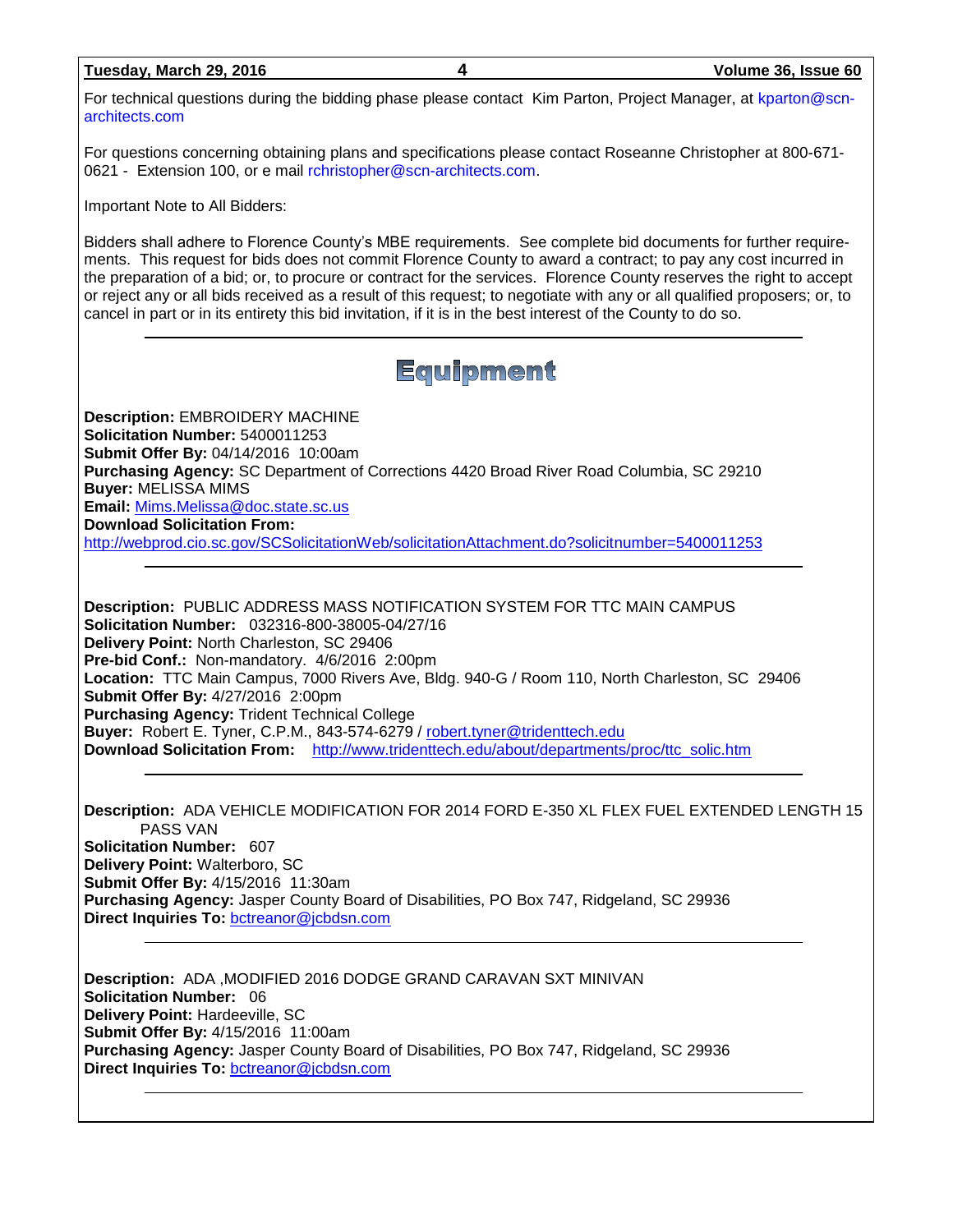For technical questions during the bidding phase please contact Kim Parton, Project Manager, at kparton@scn-architects.com

For questions concerning obtaining plans and specifications please contact Roseanne Christopher at 800-671-0621 - Extension 100, or e mail rchristopher@scn-architects.com.

Important Note to All Bidders:

Bidders shall adhere to Florence County's MBE requirements. See complete bid documents for further requirements. This request for bids does not commit Florence County to award a contract; to pay any cost incurred in the preparation of a bid; or, to procure or contract for the services. Florence County reserves the right to accept or reject any or all bids received as a result of this request; to negotiate with any or all qualified proposers; or, to cancel in part or in its entirety this bid invitation, if it is in the best interest of the County to do so.

---

# Equipment

**Description:** EMBROIDERY MACHINE
**Solicitation Number:** 5400011253
**Submit Offer By:** 04/14/2016 10:00am
**Purchasing Agency:** SC Department of Corrections 4420 Broad River Road Columbia, SC 29210
**Buyer:** MELISSA MIMS
**Email:** Mims.Melissa@doc.state.sc.us
**Download Solicitation From:**
http://webprod.cio.sc.gov/SCSolicitationWeb/solicitationAttachment.do?solicitnumber=5400011253

---

**Description:** PUBLIC ADDRESS MASS NOTIFICATION SYSTEM FOR TTC MAIN CAMPUS
**Solicitation Number:** 032316-800-38005-04/27/16
**Delivery Point:** North Charleston, SC 29406
**Pre-bid Conf.:** Non-mandatory. 4/6/2016 2:00pm
**Location:** TTC Main Campus, 7000 Rivers Ave, Bldg. 940-G / Room 110, North Charleston, SC 29406
**Submit Offer By:** 4/27/2016 2:00pm
**Purchasing Agency:** Trident Technical College
**Buyer:** Robert E. Tyner, C.P.M., 843-574-6279 / robert.tyner@tridenttech.edu
**Download Solicitation From:** http://www.tridenttech.edu/about/departments/proc/ttc_solic.htm

---

**Description:** ADA VEHICLE MODIFICATION FOR 2014 FORD E-350 XL FLEX FUEL EXTENDED LENGTH 15 PASS VAN
**Solicitation Number:** 607
**Delivery Point:** Walterboro, SC
**Submit Offer By:** 4/15/2016 11:30am
**Purchasing Agency:** Jasper County Board of Disabilities, PO Box 747, Ridgeland, SC 29936
**Direct Inquiries To:** bctreanor@jcbdsn.com

---

**Description:** ADA ,MODIFIED 2016 DODGE GRAND CARAVAN SXT MINIVAN
**Solicitation Number:** 06
**Delivery Point:** Hardeeville, SC
**Submit Offer By:** 4/15/2016 11:00am
**Purchasing Agency:** Jasper County Board of Disabilities, PO Box 747, Ridgeland, SC 29936
**Direct Inquiries To:** bctreanor@jcbdsn.com

---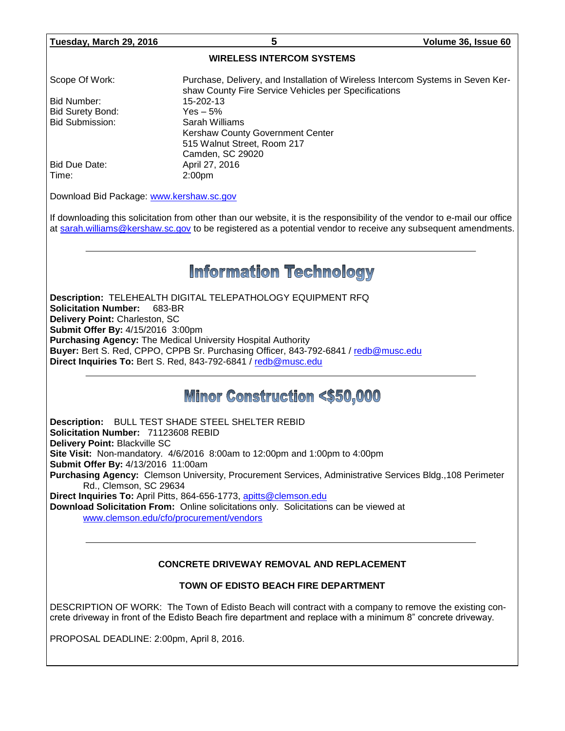### WIRELESS INTERCOM SYSTEMS

| | |
|---|---|
| Scope Of Work: | Purchase, Delivery, and Installation of Wireless Intercom Systems in Seven Kershaw County Fire Service Vehicles per Specifications |
| Bid Number: | 15-202-13 |
| Bid Surety Bond: | Yes – 5% |
| Bid Submission: | Sarah Williams<br>Kershaw County Government Center<br>515 Walnut Street, Room 217<br>Camden, SC 29020 |
| Bid Due Date: | April 27, 2016 |
| Time: | 2:00pm |

Download Bid Package: www.kershaw.sc.gov

If downloading this solicitation from other than our website, it is the responsibility of the vendor to e-mail our office at sarah.williams@kershaw.sc.gov to be registered as a potential vendor to receive any subsequent amendments.

---

## Information Technology

**Description:** TELEHEALTH DIGITAL TELEPATHOLOGY EQUIPMENT RFQ
**Solicitation Number:** 683-BR
**Delivery Point:** Charleston, SC
**Submit Offer By:** 4/15/2016 3:00pm
**Purchasing Agency:** The Medical University Hospital Authority
**Buyer:** Bert S. Red, CPPO, CPPB Sr. Purchasing Officer, 843-792-6841 / redb@musc.edu
**Direct Inquiries To:** Bert S. Red, 843-792-6841 / redb@musc.edu

---

## Minor Construction <$50,000

**Description:** BULL TEST SHADE STEEL SHELTER REBID
**Solicitation Number:** 71123608 REBID
**Delivery Point:** Blackville SC
**Site Visit:** Non-mandatory. 4/6/2016 8:00am to 12:00pm and 1:00pm to 4:00pm
**Submit Offer By:** 4/13/2016 11:00am
**Purchasing Agency:** Clemson University, Procurement Services, Administrative Services Bldg.,108 Perimeter Rd., Clemson, SC 29634
**Direct Inquiries To:** April Pitts, 864-656-1773, apitts@clemson.edu
**Download Solicitation From:** Online solicitations only. Solicitations can be viewed at www.clemson.edu/cfo/procurement/vendors

---

### CONCRETE DRIVEWAY REMOVAL AND REPLACEMENT

### TOWN OF EDISTO BEACH FIRE DEPARTMENT

DESCRIPTION OF WORK: The Town of Edisto Beach will contract with a company to remove the existing concrete driveway in front of the Edisto Beach fire department and replace with a minimum 8" concrete driveway.

PROPOSAL DEADLINE: 2:00pm, April 8, 2016.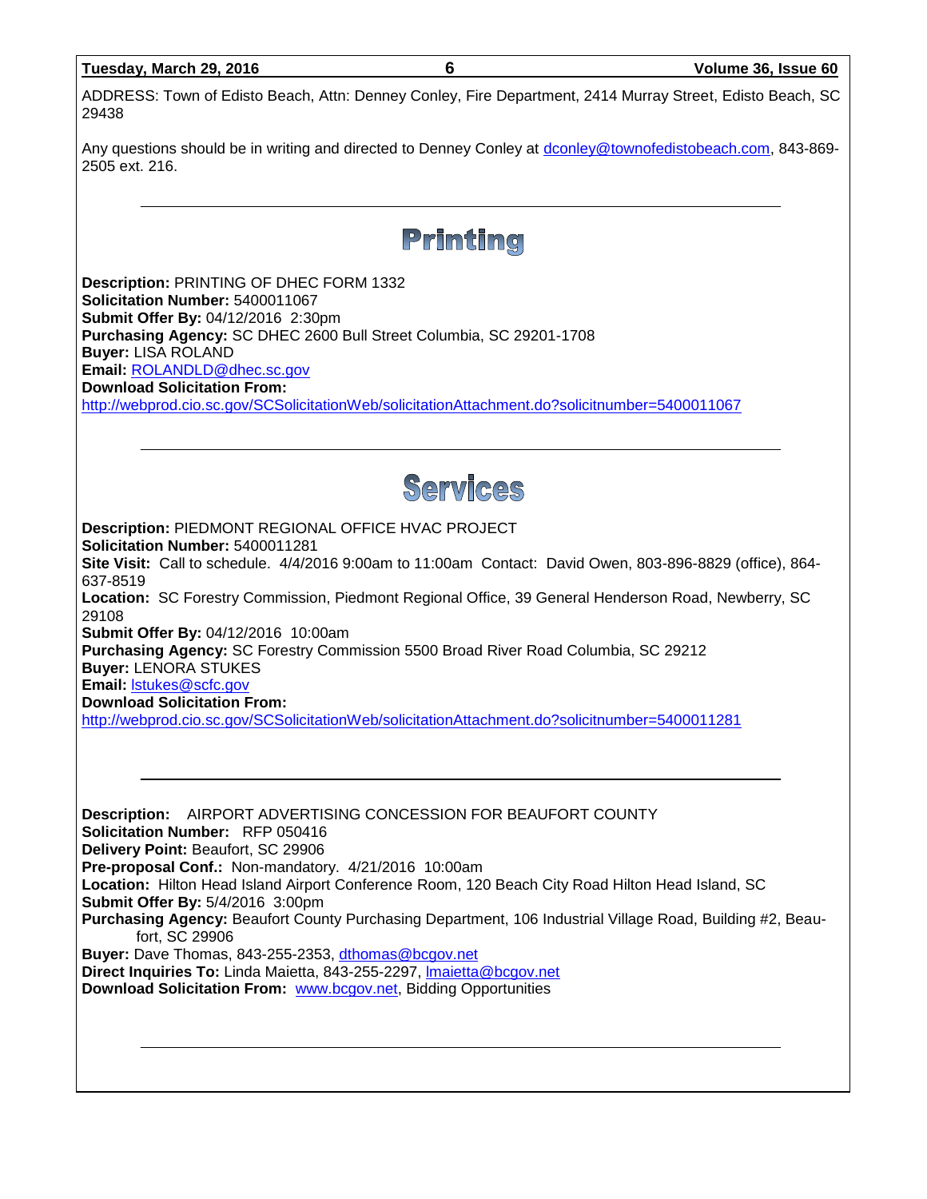ADDRESS: Town of Edisto Beach, Attn: Denney Conley, Fire Department, 2414 Murray Street, Edisto Beach, SC 29438

Any questions should be in writing and directed to Denney Conley at dconley@townofedistobeach.com, 843-869-2505 ext. 216.

---

## Printing

**Description:** PRINTING OF DHEC FORM 1332
**Solicitation Number:** 5400011067
**Submit Offer By:** 04/12/2016 2:30pm
**Purchasing Agency:** SC DHEC 2600 Bull Street Columbia, SC 29201-1708
**Buyer:** LISA ROLAND
**Email:** ROLANDLD@dhec.sc.gov
**Download Solicitation From:**
http://webprod.cio.sc.gov/SCSolicitationWeb/solicitationAttachment.do?solicitnumber=5400011067

---

## Services

**Description:** PIEDMONT REGIONAL OFFICE HVAC PROJECT
**Solicitation Number:** 5400011281
**Site Visit:** Call to schedule. 4/4/2016 9:00am to 11:00am Contact: David Owen, 803-896-8829 (office), 864-637-8519
**Location:** SC Forestry Commission, Piedmont Regional Office, 39 General Henderson Road, Newberry, SC 29108
**Submit Offer By:** 04/12/2016 10:00am
**Purchasing Agency:** SC Forestry Commission 5500 Broad River Road Columbia, SC 29212
**Buyer:** LENORA STUKES
**Email:** lstukes@scfc.gov
**Download Solicitation From:**
http://webprod.cio.sc.gov/SCSolicitationWeb/solicitationAttachment.do?solicitnumber=5400011281

---

**Description:** AIRPORT ADVERTISING CONCESSION FOR BEAUFORT COUNTY
**Solicitation Number:** RFP 050416
**Delivery Point:** Beaufort, SC 29906
**Pre-proposal Conf.:** Non-mandatory. 4/21/2016 10:00am
**Location:** Hilton Head Island Airport Conference Room, 120 Beach City Road Hilton Head Island, SC
**Submit Offer By:** 5/4/2016 3:00pm
**Purchasing Agency:** Beaufort County Purchasing Department, 106 Industrial Village Road, Building #2, Beaufort, SC 29906
**Buyer:** Dave Thomas, 843-255-2353, dthomas@bcgov.net
**Direct Inquiries To:** Linda Maietta, 843-255-2297, lmaietta@bcgov.net
**Download Solicitation From:** www.bcgov.net, Bidding Opportunities

---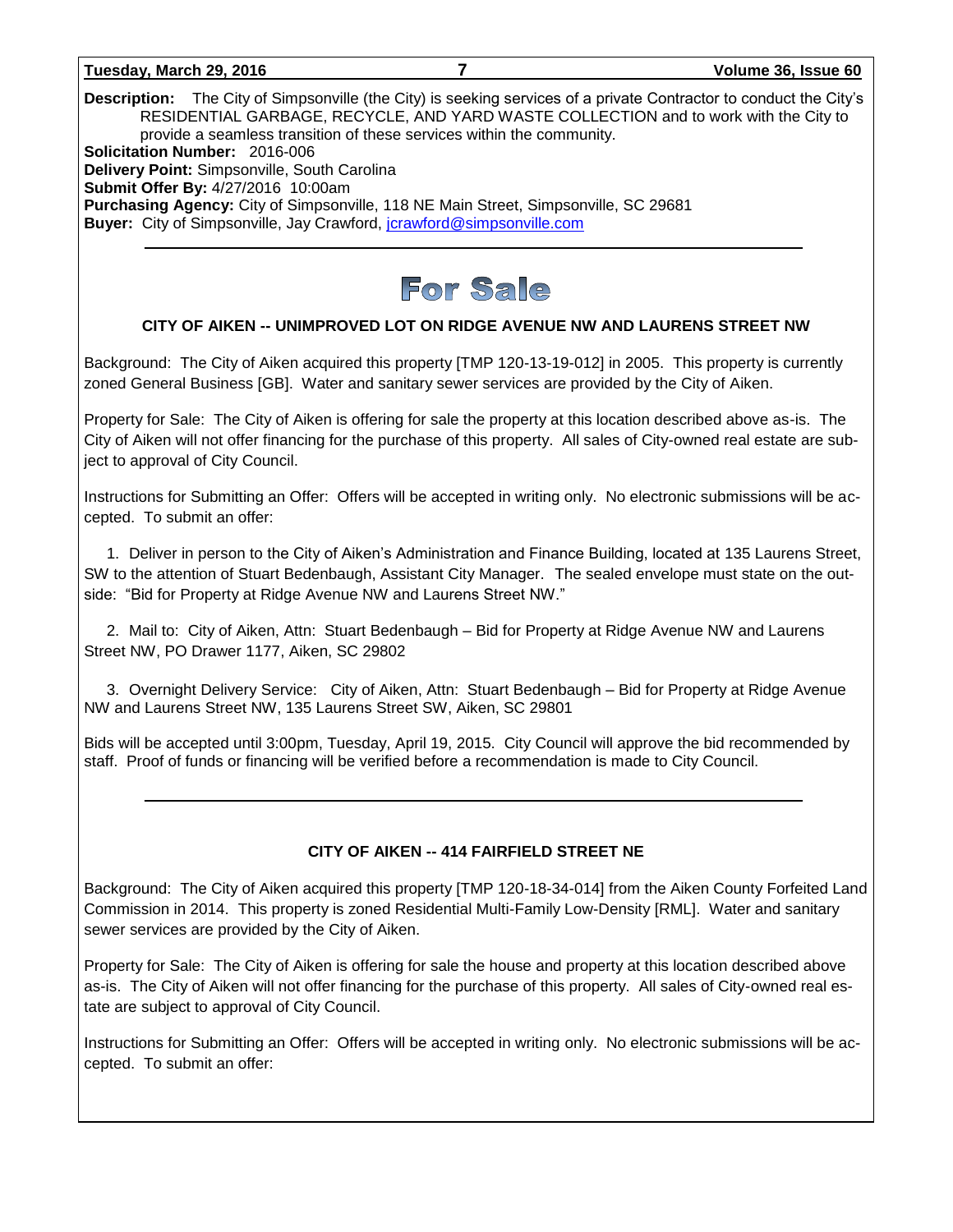**Description:** The City of Simpsonville (the City) is seeking services of a private Contractor to conduct the City's RESIDENTIAL GARBAGE, RECYCLE, AND YARD WASTE COLLECTION and to work with the City to provide a seamless transition of these services within the community.
**Solicitation Number:** 2016-006
**Delivery Point:** Simpsonville, South Carolina
**Submit Offer By:** 4/27/2016 10:00am
**Purchasing Agency:** City of Simpsonville, 118 NE Main Street, Simpsonville, SC 29681
**Buyer:** City of Simpsonville, Jay Crawford, jcrawford@simpsonville.com

---

# For Sale

### CITY OF AIKEN -- UNIMPROVED LOT ON RIDGE AVENUE NW AND LAURENS STREET NW

Background: The City of Aiken acquired this property [TMP 120-13-19-012] in 2005. This property is currently zoned General Business [GB]. Water and sanitary sewer services are provided by the City of Aiken.

Property for Sale: The City of Aiken is offering for sale the property at this location described above as-is. The City of Aiken will not offer financing for the purchase of this property. All sales of City-owned real estate are subject to approval of City Council.

Instructions for Submitting an Offer: Offers will be accepted in writing only. No electronic submissions will be accepted. To submit an offer:

1. Deliver in person to the City of Aiken's Administration and Finance Building, located at 135 Laurens Street, SW to the attention of Stuart Bedenbaugh, Assistant City Manager. The sealed envelope must state on the outside: "Bid for Property at Ridge Avenue NW and Laurens Street NW."

2. Mail to: City of Aiken, Attn: Stuart Bedenbaugh – Bid for Property at Ridge Avenue NW and Laurens Street NW, PO Drawer 1177, Aiken, SC 29802

3. Overnight Delivery Service: City of Aiken, Attn: Stuart Bedenbaugh – Bid for Property at Ridge Avenue NW and Laurens Street NW, 135 Laurens Street SW, Aiken, SC 29801

Bids will be accepted until 3:00pm, Tuesday, April 19, 2015. City Council will approve the bid recommended by staff. Proof of funds or financing will be verified before a recommendation is made to City Council.

---

### CITY OF AIKEN -- 414 FAIRFIELD STREET NE

Background: The City of Aiken acquired this property [TMP 120-18-34-014] from the Aiken County Forfeited Land Commission in 2014. This property is zoned Residential Multi-Family Low-Density [RML]. Water and sanitary sewer services are provided by the City of Aiken.

Property for Sale: The City of Aiken is offering for sale the house and property at this location described above as-is. The City of Aiken will not offer financing for the purchase of this property. All sales of City-owned real estate are subject to approval of City Council.

Instructions for Submitting an Offer: Offers will be accepted in writing only. No electronic submissions will be accepted. To submit an offer: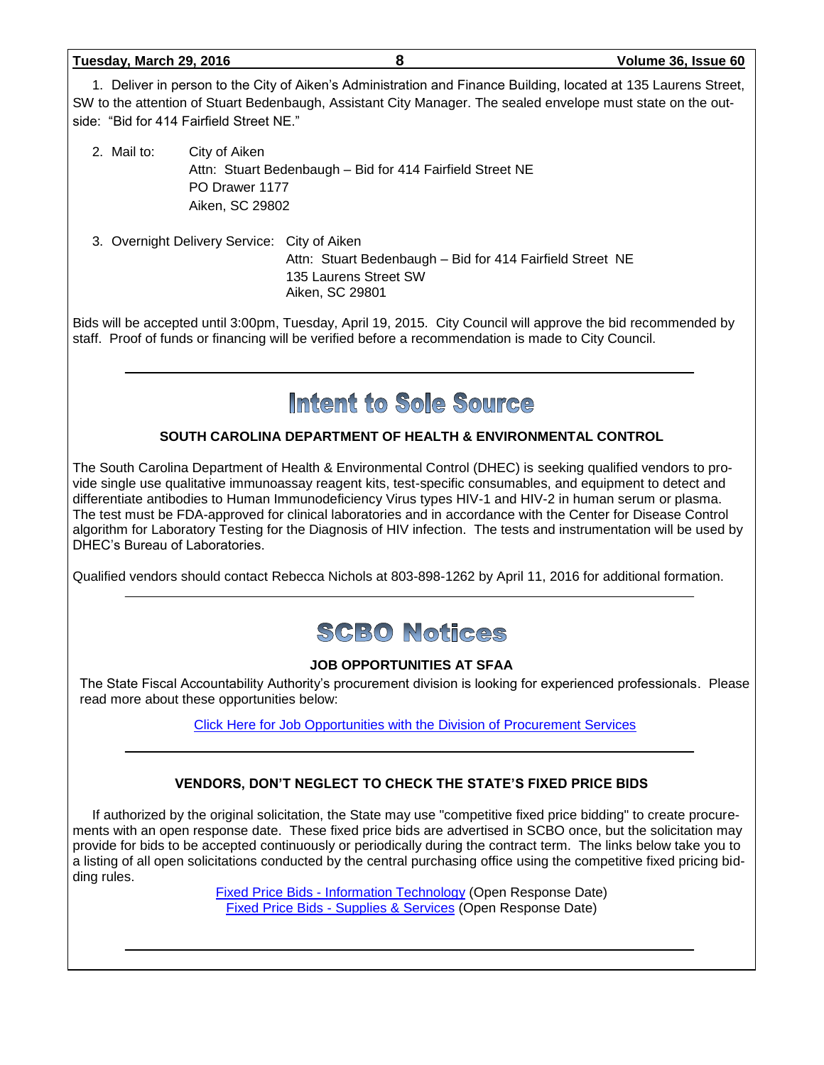1. Deliver in person to the City of Aiken's Administration and Finance Building, located at 135 Laurens Street, SW to the attention of Stuart Bedenbaugh, Assistant City Manager. The sealed envelope must state on the outside: "Bid for 414 Fairfield Street NE."

2. Mail to: City of Aiken
   Attn: Stuart Bedenbaugh – Bid for 414 Fairfield Street NE
   PO Drawer 1177
   Aiken, SC 29802

3. Overnight Delivery Service: City of Aiken
   Attn: Stuart Bedenbaugh – Bid for 414 Fairfield Street NE
   135 Laurens Street SW
   Aiken, SC 29801

Bids will be accepted until 3:00pm, Tuesday, April 19, 2015. City Council will approve the bid recommended by staff. Proof of funds or financing will be verified before a recommendation is made to City Council.

---

# Intent to Sole Source

### SOUTH CAROLINA DEPARTMENT OF HEALTH & ENVIRONMENTAL CONTROL

The South Carolina Department of Health & Environmental Control (DHEC) is seeking qualified vendors to provide single use qualitative immunoassay reagent kits, test-specific consumables, and equipment to detect and differentiate antibodies to Human Immunodeficiency Virus types HIV-1 and HIV-2 in human serum or plasma. The test must be FDA-approved for clinical laboratories and in accordance with the Center for Disease Control algorithm for Laboratory Testing for the Diagnosis of HIV infection. The tests and instrumentation will be used by DHEC's Bureau of Laboratories.

Qualified vendors should contact Rebecca Nichols at 803-898-1262 by April 11, 2016 for additional formation.

---

# SCBO Notices

### JOB OPPORTUNITIES AT SFAA

The State Fiscal Accountability Authority's procurement division is looking for experienced professionals. Please read more about these opportunities below:

Click Here for Job Opportunities with the Division of Procurement Services

---

### VENDORS, DON'T NEGLECT TO CHECK THE STATE'S FIXED PRICE BIDS

If authorized by the original solicitation, the State may use "competitive fixed price bidding" to create procurements with an open response date. These fixed price bids are advertised in SCBO once, but the solicitation may provide for bids to be accepted continuously or periodically during the contract term. The links below take you to a listing of all open solicitations conducted by the central purchasing office using the competitive fixed pricing bidding rules.

Fixed Price Bids - Information Technology (Open Response Date)
Fixed Price Bids - Supplies & Services (Open Response Date)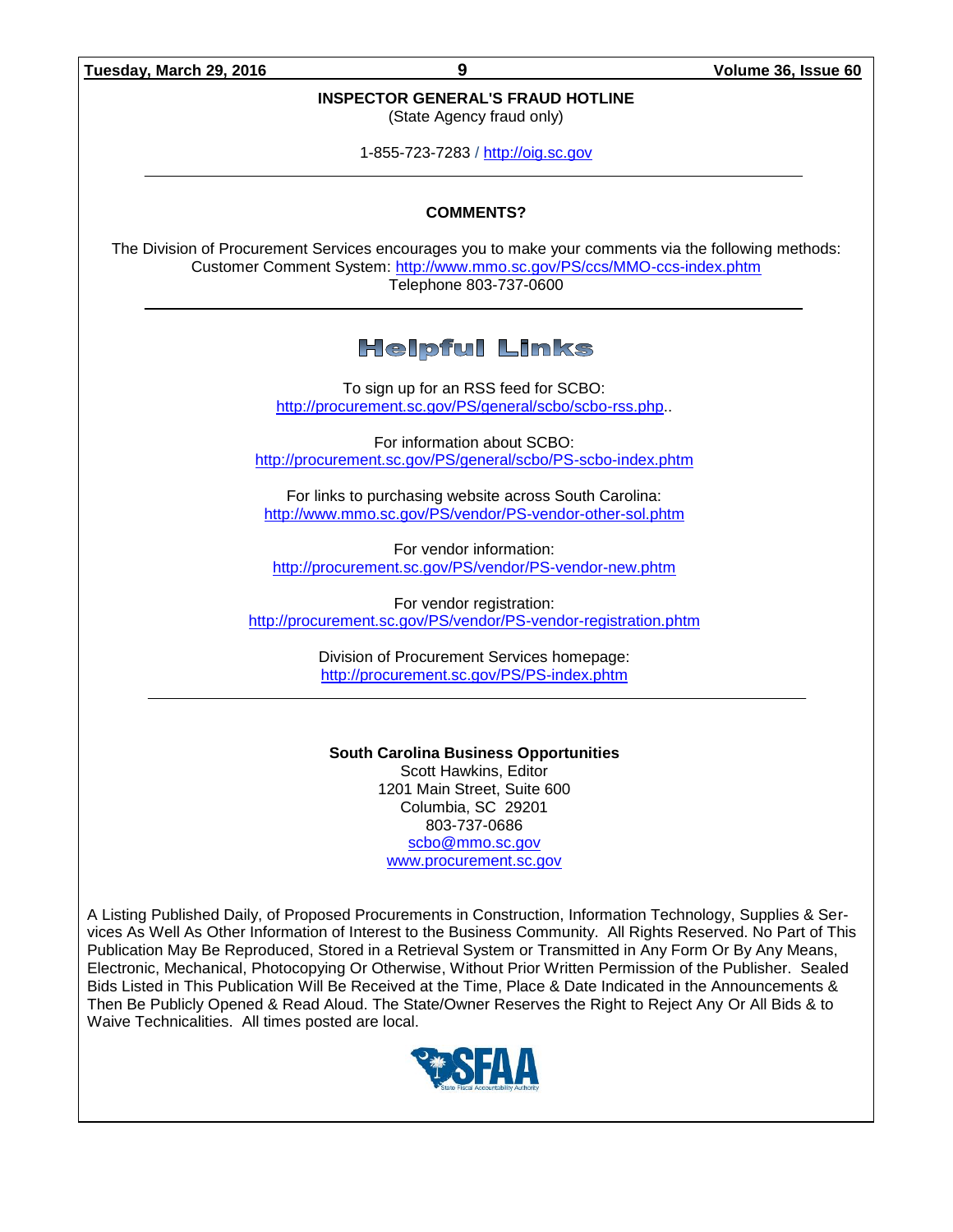**INSPECTOR GENERAL'S FRAUD HOTLINE**
(State Agency fraud only)

1-855-723-7283 / http://oig.sc.gov

---

**COMMENTS?**

The Division of Procurement Services encourages you to make your comments via the following methods:
Customer Comment System: http://www.mmo.sc.gov/PS/ccs/MMO-ccs-index.phtm
Telephone 803-737-0600

---

## Helpful Links

To sign up for an RSS feed for SCBO:
http://procurement.sc.gov/PS/general/scbo/scbo-rss.php..

For information about SCBO:
http://procurement.sc.gov/PS/general/scbo/PS-scbo-index.phtm

For links to purchasing website across South Carolina:
http://www.mmo.sc.gov/PS/vendor/PS-vendor-other-sol.phtm

For vendor information:
http://procurement.sc.gov/PS/vendor/PS-vendor-new.phtm

For vendor registration:
http://procurement.sc.gov/PS/vendor/PS-vendor-registration.phtm

Division of Procurement Services homepage:
http://procurement.sc.gov/PS/PS-index.phtm

---

**South Carolina Business Opportunities**
Scott Hawkins, Editor
1201 Main Street, Suite 600
Columbia, SC 29201
803-737-0686
scbo@mmo.sc.gov
www.procurement.sc.gov

A Listing Published Daily, of Proposed Procurements in Construction, Information Technology, Supplies & Services As Well As Other Information of Interest to the Business Community. All Rights Reserved. No Part of This Publication May Be Reproduced, Stored in a Retrieval System or Transmitted in Any Form Or By Any Means, Electronic, Mechanical, Photocopying Or Otherwise, Without Prior Written Permission of the Publisher. Sealed Bids Listed in This Publication Will Be Received at the Time, Place & Date Indicated in the Announcements & Then Be Publicly Opened & Read Aloud. The State/Owner Reserves the Right to Reject Any Or All Bids & to Waive Technicalities. All times posted are local.

SFAA
State Fiscal Accountability Authority